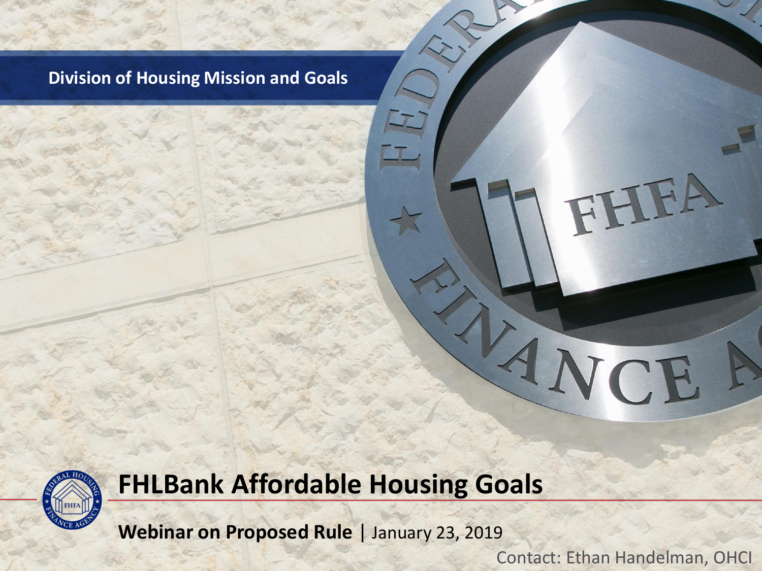Division of Housing Mission and Goals

# FHLBank Affordable Housing Goals

**Webinar on Proposed Rule** | January 23, 2019

Contact: Ethan Handelman, OHCI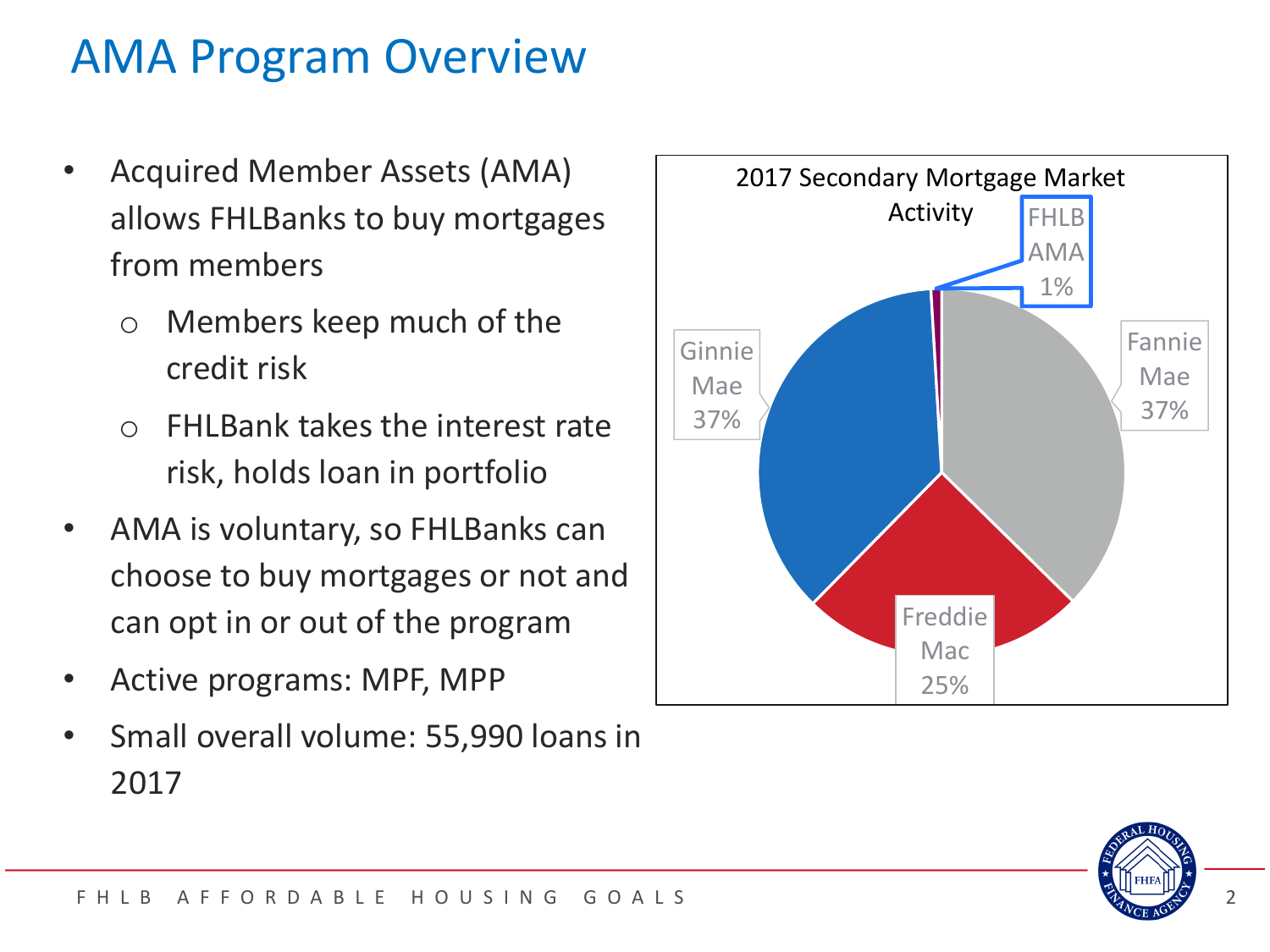# AMA Program Overview

- Acquired Member Assets (AMA) allows FHLBanks to buy mortgages from members
  - Members keep much of the credit risk
  - FHLBank takes the interest rate risk, holds loan in portfolio
- AMA is voluntary, so FHLBanks can choose to buy mortgages or not and can opt in or out of the program
- Active programs: MPF, MPP
- Small overall volume: 55,990 loans in 2017

2017 Secondary Mortgage Market Activity

| Entity | Share |
|---|---|
| Fannie Mae | 37% |
| Freddie Mac | 25% |
| Ginnie Mae | 37% |
| FHLB AMA | 1% |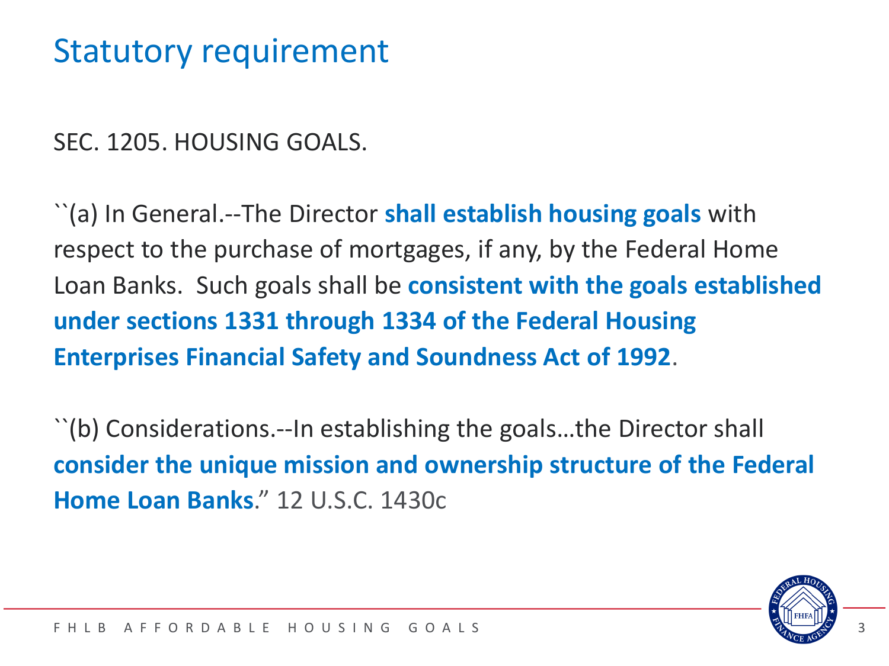# Statutory requirement

SEC. 1205. HOUSING GOALS.

``(a) In General.--The Director **shall establish housing goals** with respect to the purchase of mortgages, if any, by the Federal Home Loan Banks. Such goals shall be **consistent with the goals established under sections 1331 through 1334 of the Federal Housing Enterprises Financial Safety and Soundness Act of 1992**.

``(b) Considerations.--In establishing the goals…the Director shall **consider the unique mission and ownership structure of the Federal Home Loan Banks**.” 12 U.S.C. 1430c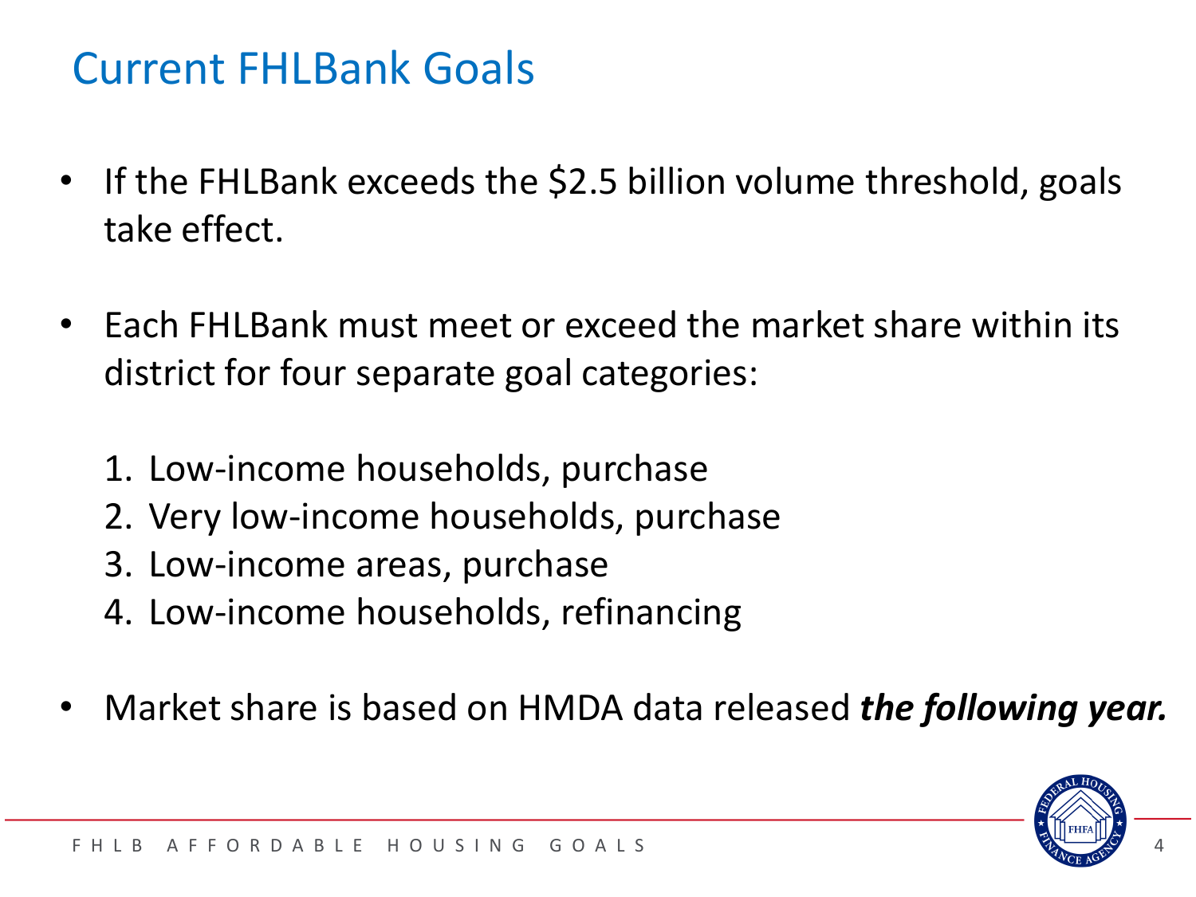# Current FHLBank Goals

- If the FHLBank exceeds the $2.5 billion volume threshold, goals take effect.

- Each FHLBank must meet or exceed the market share within its district for four separate goal categories:

  1. Low-income households, purchase
  2. Very low-income households, purchase
  3. Low-income areas, purchase
  4. Low-income households, refinancing

- Market share is based on HMDA data released ***the following year.***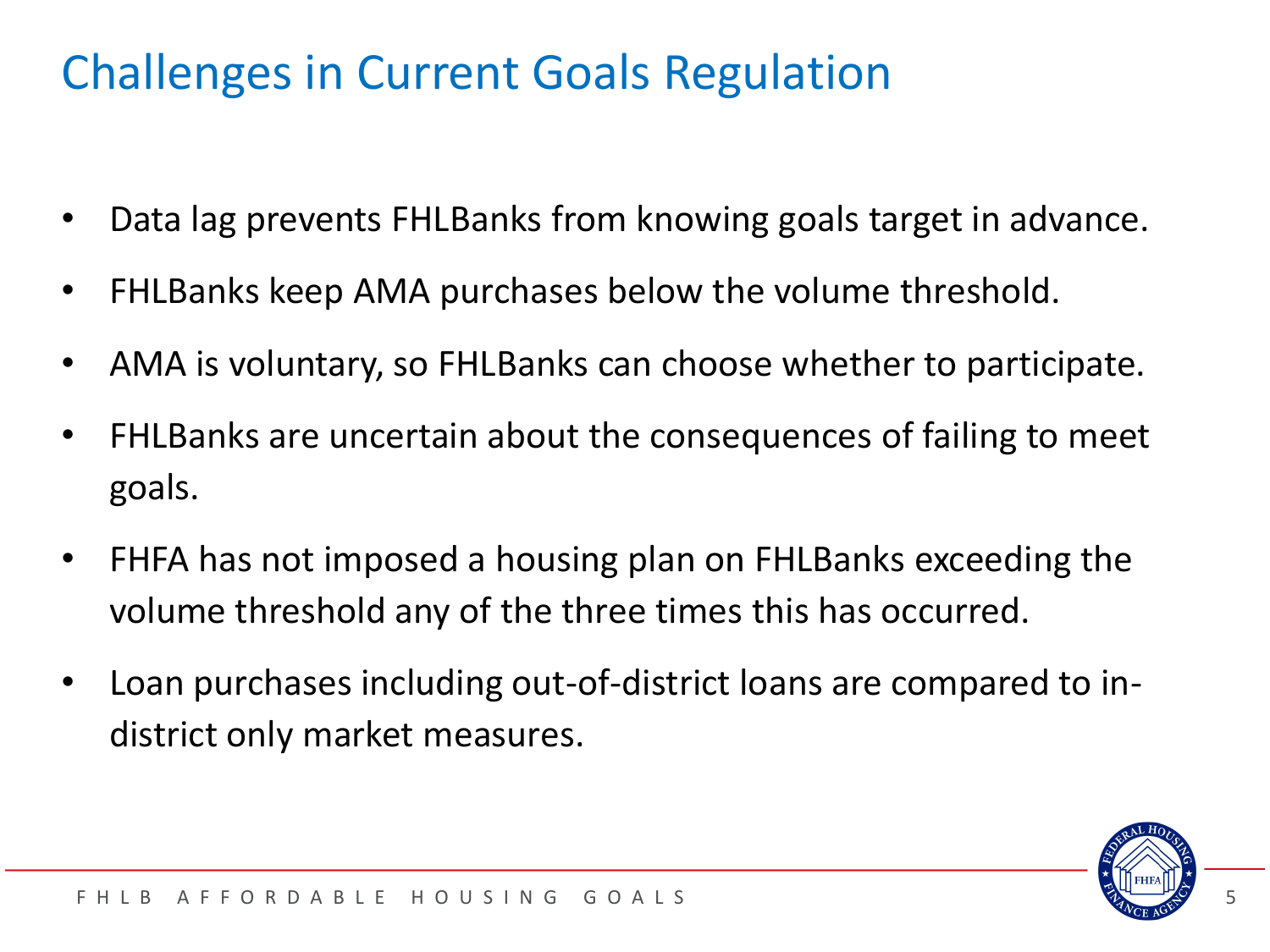# Challenges in Current Goals Regulation

- Data lag prevents FHLBanks from knowing goals target in advance.
- FHLBanks keep AMA purchases below the volume threshold.
- AMA is voluntary, so FHLBanks can choose whether to participate.
- FHLBanks are uncertain about the consequences of failing to meet goals.
- FHFA has not imposed a housing plan on FHLBanks exceeding the volume threshold any of the three times this has occurred.
- Loan purchases including out-of-district loans are compared to in-district only market measures.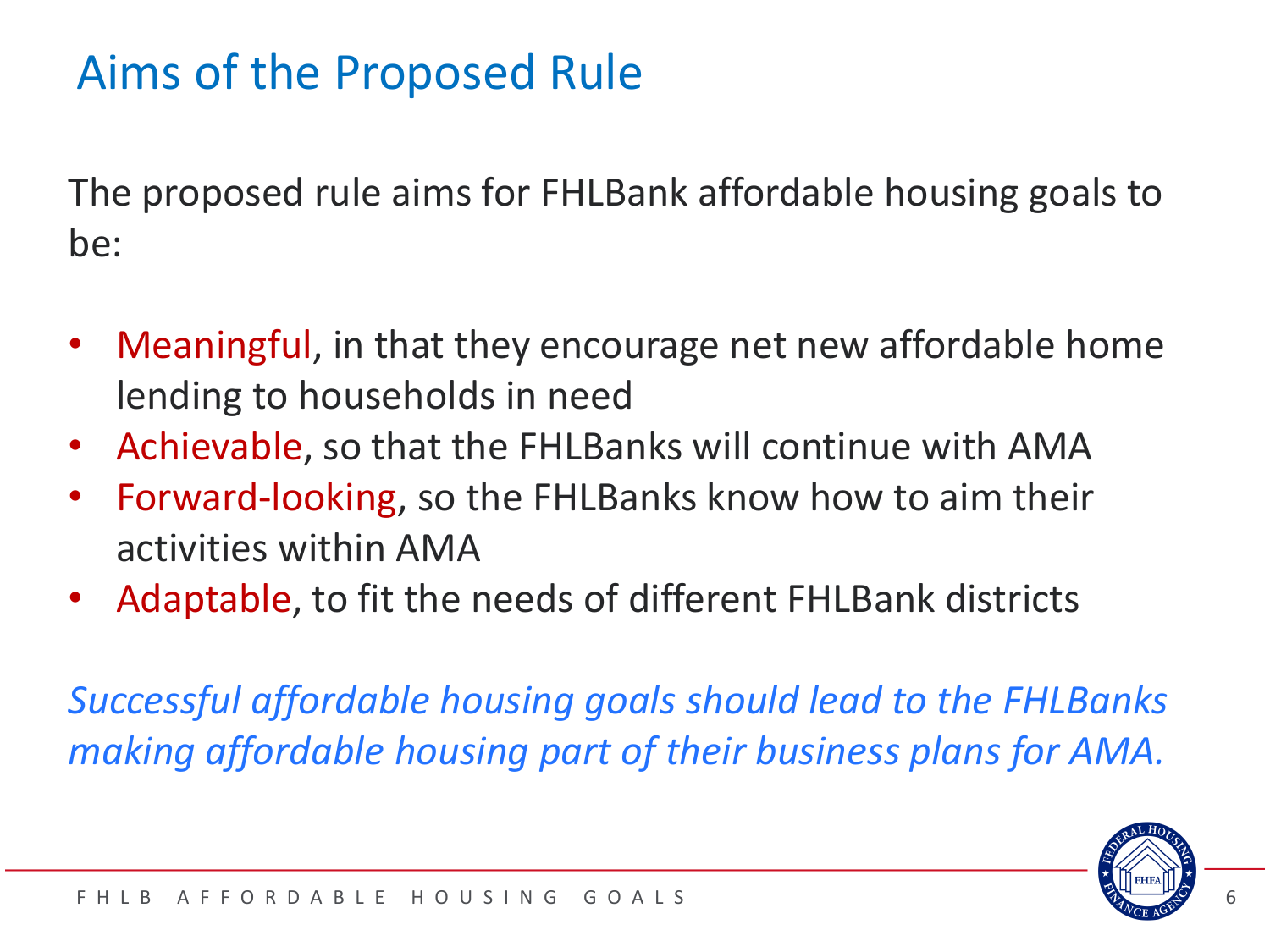# Aims of the Proposed Rule

The proposed rule aims for FHLBank affordable housing goals to be:

- Meaningful, in that they encourage net new affordable home lending to households in need
- Achievable, so that the FHLBanks will continue with AMA
- Forward-looking, so the FHLBanks know how to aim their activities within AMA
- Adaptable, to fit the needs of different FHLBank districts

*Successful affordable housing goals should lead to the FHLBanks making affordable housing part of their business plans for AMA.*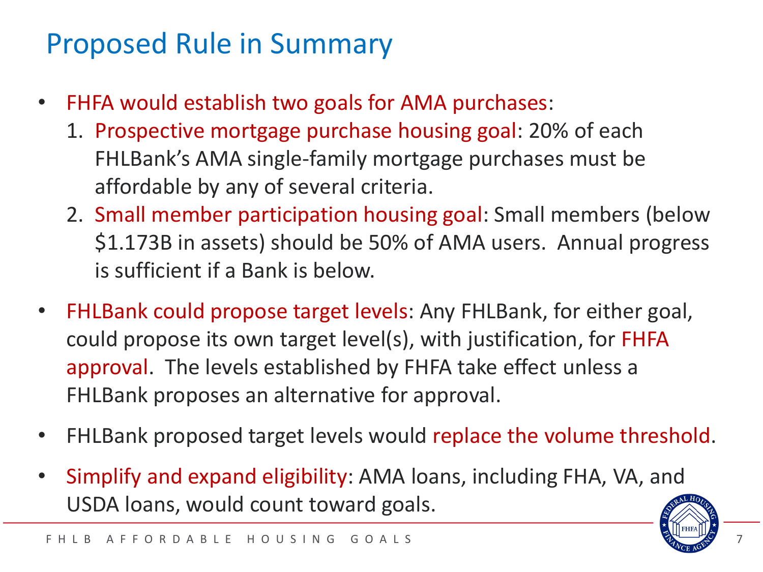# Proposed Rule in Summary

- FHFA would establish two goals for AMA purchases:
  1. Prospective mortgage purchase housing goal: 20% of each FHLBank's AMA single-family mortgage purchases must be affordable by any of several criteria.
  2. Small member participation housing goal: Small members (below $1.173B in assets) should be 50% of AMA users. Annual progress is sufficient if a Bank is below.
- FHLBank could propose target levels: Any FHLBank, for either goal, could propose its own target level(s), with justification, for FHFA approval. The levels established by FHFA take effect unless a FHLBank proposes an alternative for approval.
- FHLBank proposed target levels would replace the volume threshold.
- Simplify and expand eligibility: AMA loans, including FHA, VA, and USDA loans, would count toward goals.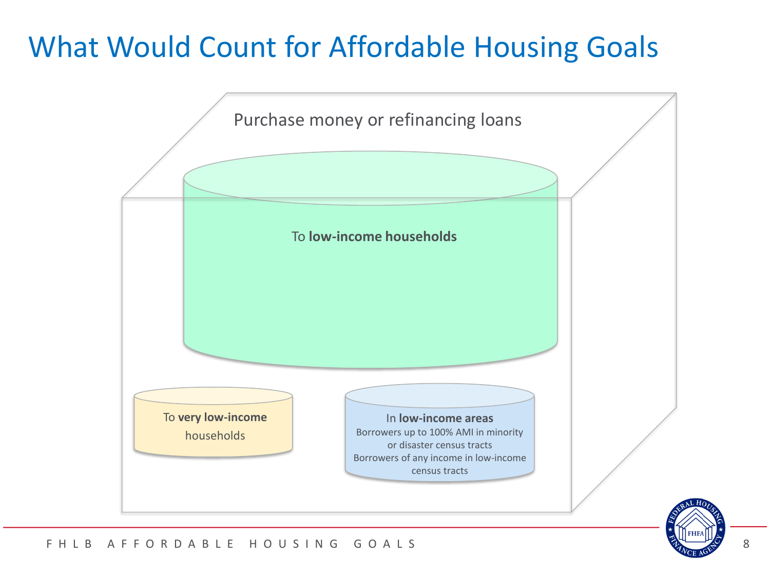# What Would Count for Affordable Housing Goals

Purchase money or refinancing loans

To **low-income households**

To **very low-income** households

In **low-income areas**

Borrowers up to 100% AMI in minority or disaster census tracts

Borrowers of any income in low-income census tracts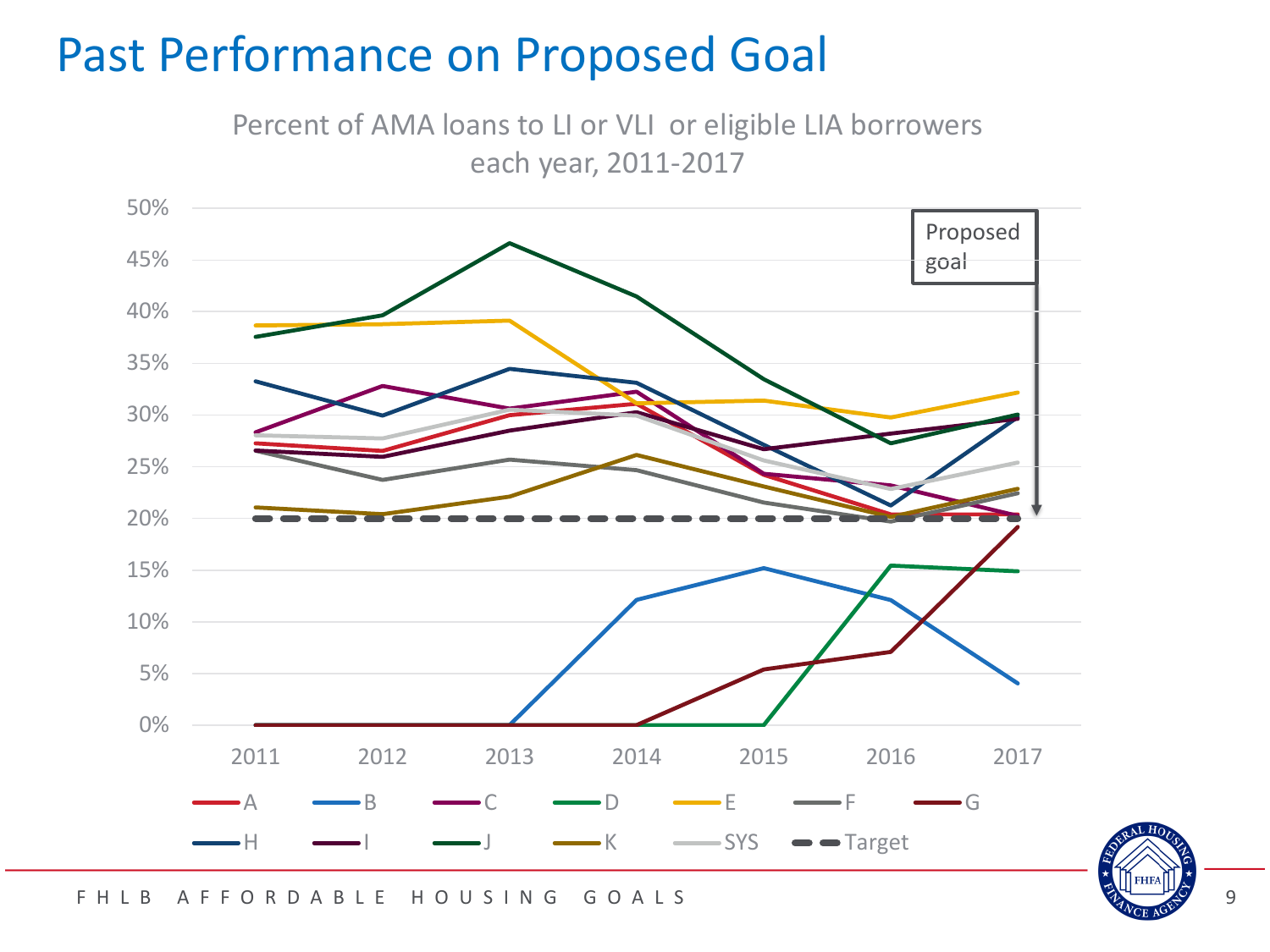# Past Performance on Proposed Goal

Percent of AMA loans to LI or VLI or eligible LIA borrowers each year, 2011-2017

Proposed goal

50%
45%
40%
35%
30%
25%
20%
15%
10%
5%
0%

2011 2012 2013 2014 2015 2016 2017

A B C D E F G H I J K SYS Target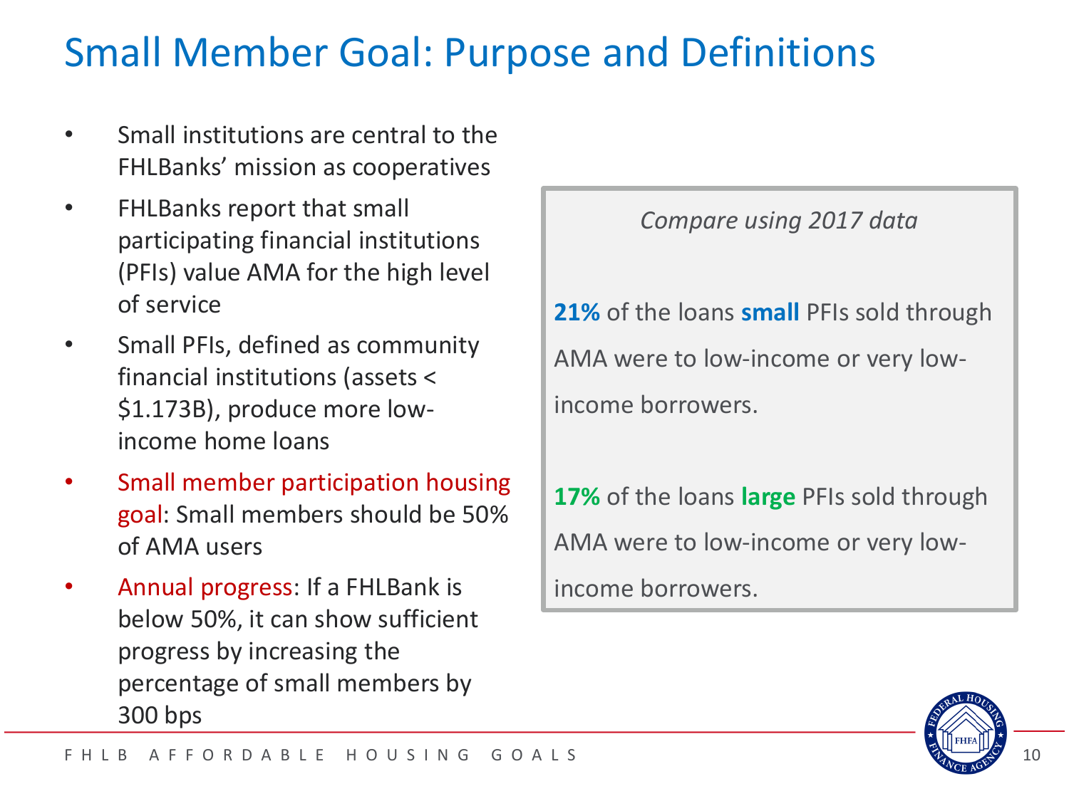# Small Member Goal: Purpose and Definitions

- Small institutions are central to the FHLBanks' mission as cooperatives
- FHLBanks report that small participating financial institutions (PFIs) value AMA for the high level of service
- Small PFIs, defined as community financial institutions (assets < $1.173B), produce more low-income home loans
- Small member participation housing goal: Small members should be 50% of AMA users
- Annual progress: If a FHLBank is below 50%, it can show sufficient progress by increasing the percentage of small members by 300 bps

*Compare using 2017 data*

**21%** of the loans **small** PFIs sold through AMA were to low-income or very low-income borrowers.

**17%** of the loans **large** PFIs sold through AMA were to low-income or very low-income borrowers.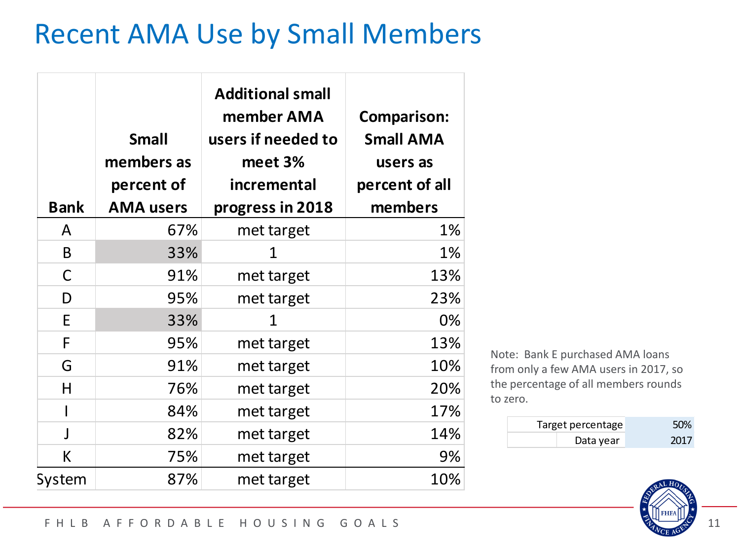# Recent AMA Use by Small Members

| Bank | Small members as percent of AMA users | Additional small member AMA users if needed to meet 3% incremental progress in 2018 | Comparison: Small AMA users as percent of all members |
|---|---|---|---|
| A | 67% | met target | 1% |
| B | 33% | 1 | 1% |
| C | 91% | met target | 13% |
| D | 95% | met target | 23% |
| E | 33% | 1 | 0% |
| F | 95% | met target | 13% |
| G | 91% | met target | 10% |
| H | 76% | met target | 20% |
| I | 84% | met target | 17% |
| J | 82% | met target | 14% |
| K | 75% | met target | 9% |
| System | 87% | met target | 10% |

Note: Bank E purchased AMA loans from only a few AMA users in 2017, so the percentage of all members rounds to zero.

| | |
|---|---|
| Target percentage | 50% |
| Data year | 2017 |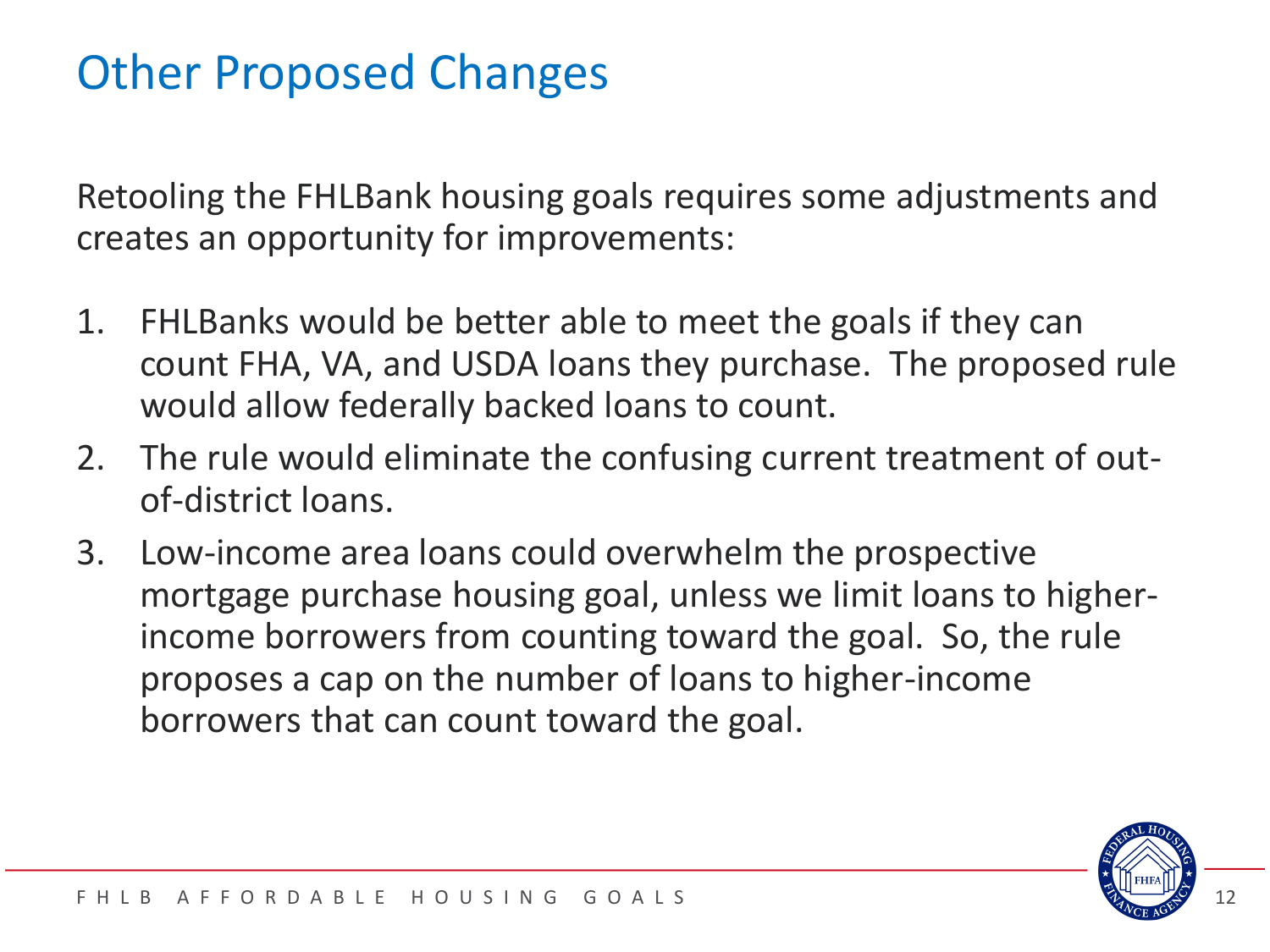# Other Proposed Changes

Retooling the FHLBank housing goals requires some adjustments and creates an opportunity for improvements:

1. FHLBanks would be better able to meet the goals if they can count FHA, VA, and USDA loans they purchase. The proposed rule would allow federally backed loans to count.
2. The rule would eliminate the confusing current treatment of out-of-district loans.
3. Low-income area loans could overwhelm the prospective mortgage purchase housing goal, unless we limit loans to higher-income borrowers from counting toward the goal. So, the rule proposes a cap on the number of loans to higher-income borrowers that can count toward the goal.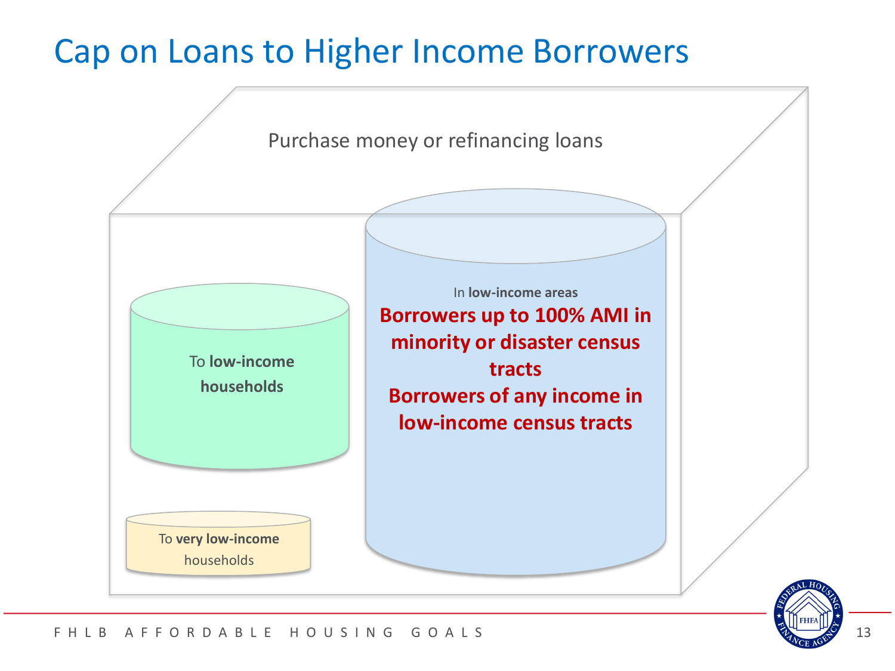# Cap on Loans to Higher Income Borrowers

Purchase money or refinancing loans

To **low-income households**

To **very low-income** households

In **low-income areas**

**Borrowers up to 100% AMI in minority or disaster census tracts**

**Borrowers of any income in low-income census tracts**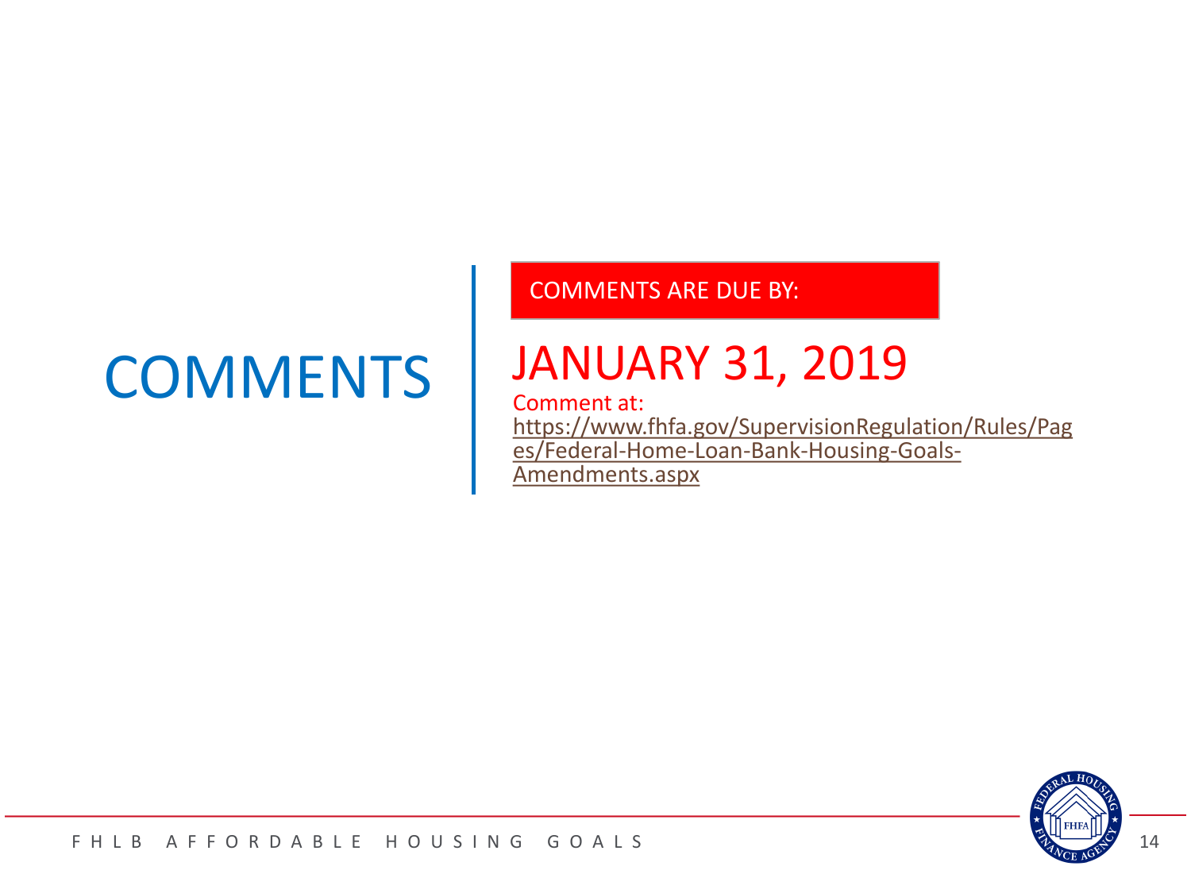# COMMENTS

COMMENTS ARE DUE BY:

## JANUARY 31, 2019

Comment at:
https://www.fhfa.gov/SupervisionRegulation/Rules/Pages/Federal-Home-Loan-Bank-Housing-Goals-Amendments.aspx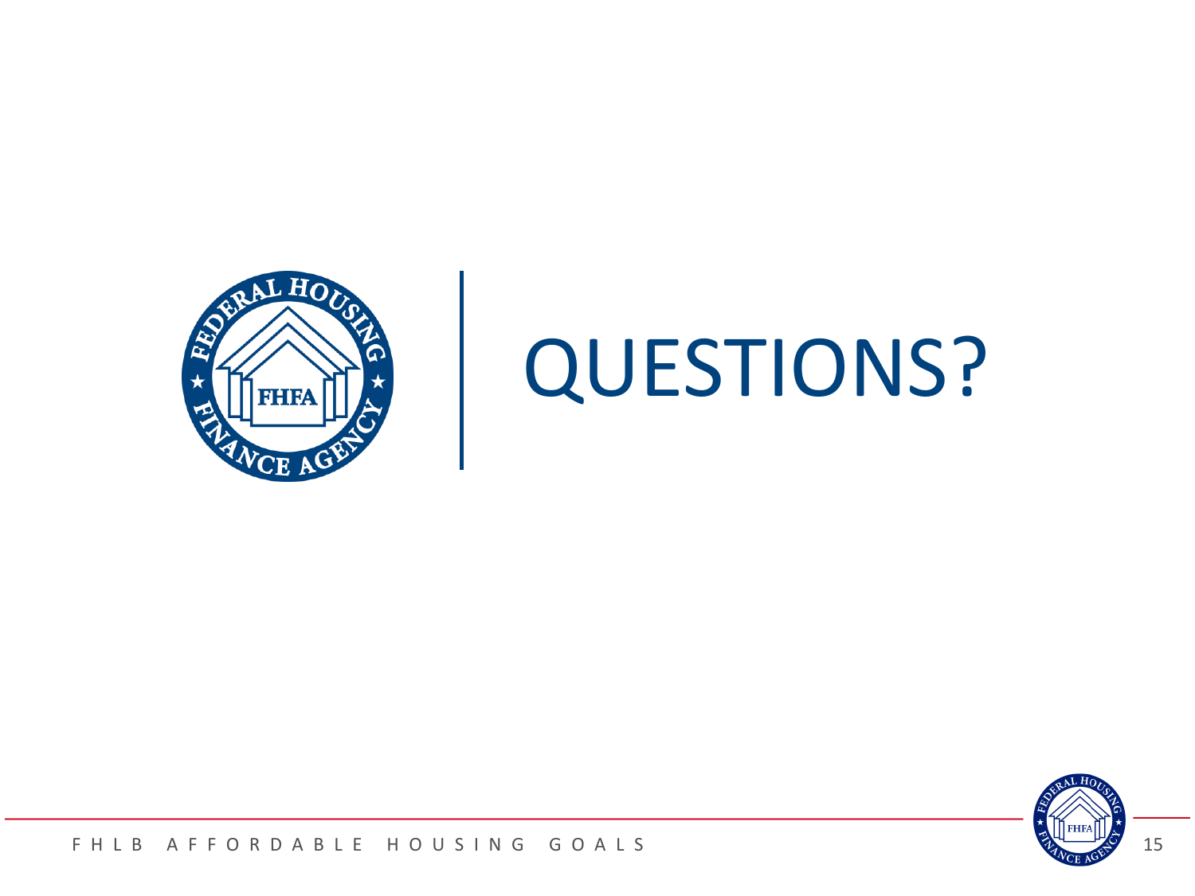# QUESTIONS?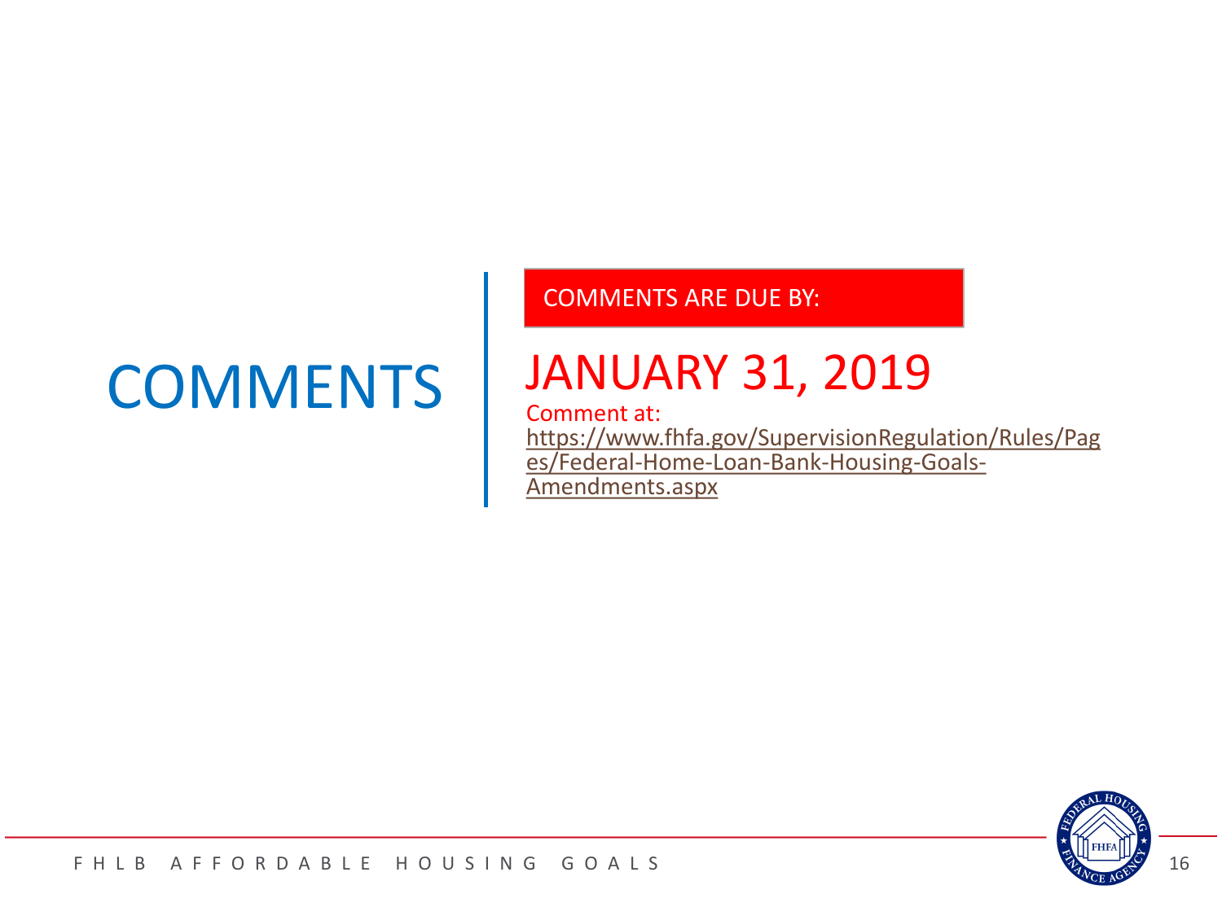# COMMENTS

COMMENTS ARE DUE BY:

## JANUARY 31, 2019

Comment at:
https://www.fhfa.gov/SupervisionRegulation/Rules/Pages/Federal-Home-Loan-Bank-Housing-Goals-Amendments.aspx